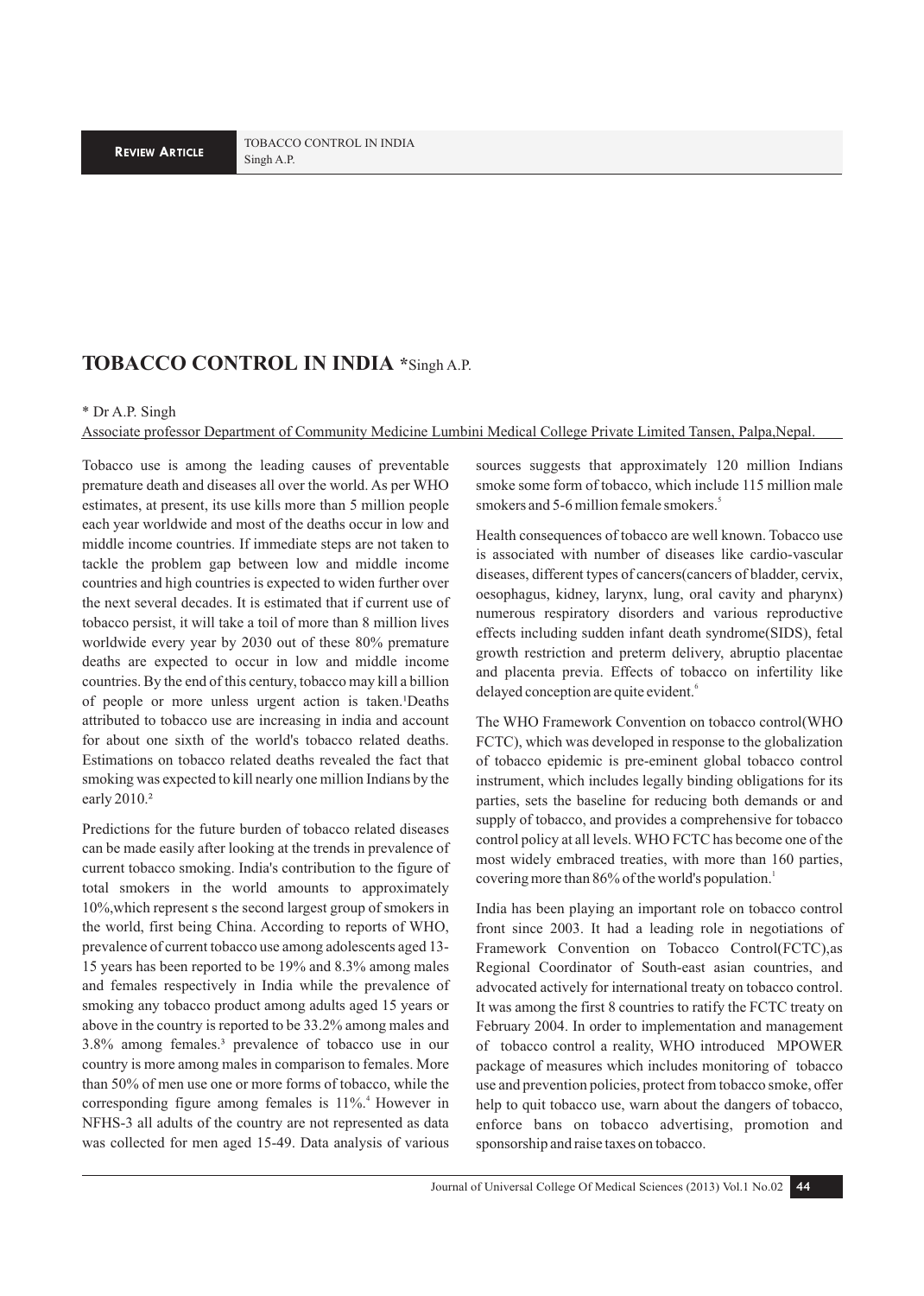# TOBACCO CONTROL IN INDIA *Singh A.P.

\* Dr A.P. Singh

Associate professor Department of Community Medicine Lumbini Medical College Private Limited Tansen, Palpa,Nepal.

Tobacco use is among the leading causes of preventable premature death and diseases all over the world. As per WHO estimates, at present, its use kills more than 5 million people each year worldwide and most of the deaths occur in low and middle income countries. If immediate steps are not taken to tackle the problem gap between low and middle income countries and high countries is expected to widen further over the next several decades. It is estimated that if current use of tobacco persist, it will take a toil of more than 8 million lives worldwide every year by 2030 out of these 80% premature deaths are expected to occur in low and middle income countries. By the end of this century, tobacco may kill a billion of people or more unless urgent action is taken.[1]Deaths attributed to tobacco use are increasing in india and account for about one sixth of the world's tobacco related deaths. Estimations on tobacco related deaths revealed the fact that smoking was expected to kill nearly one million Indians by the early 2010.[2]

Predictions for the future burden of tobacco related diseases can be made easily after looking at the trends in prevalence of current tobacco smoking. India's contribution to the figure of total smokers in the world amounts to approximately 10%,which represent s the second largest group of smokers in the world, first being China. According to reports of WHO, prevalence of current tobacco use among adolescents aged 13-15 years has been reported to be 19% and 8.3% among males and females respectively in India while the prevalence of smoking any tobacco product among adults aged 15 years or above in the country is reported to be 33.2% among males and 3.8% among females.[3] prevalence of tobacco use in our country is more among males in comparison to females. More than 50% of men use one or more forms of tobacco, while the corresponding figure among females is 11%.[4] However in NFHS-3 all adults of the country are not represented as data was collected for men aged 15-49. Data analysis of various sources suggests that approximately 120 million Indians smoke some form of tobacco, which include 115 million male smokers and 5-6 million female smokers.[5]

Health consequences of tobacco are well known. Tobacco use is associated with number of diseases like cardio-vascular diseases, different types of cancers(cancers of bladder, cervix, oesophagus, kidney, larynx, lung, oral cavity and pharynx) numerous respiratory disorders and various reproductive effects including sudden infant death syndrome(SIDS), fetal growth restriction and preterm delivery, abruptio placentae and placenta previa. Effects of tobacco on infertility like delayed conception are quite evident.[6]

The WHO Framework Convention on tobacco control(WHO FCTC), which was developed in response to the globalization of tobacco epidemic is pre-eminent global tobacco control instrument, which includes legally binding obligations for its parties, sets the baseline for reducing both demands or and supply of tobacco, and provides a comprehensive for tobacco control policy at all levels. WHO FCTC has become one of the most widely embraced treaties, with more than 160 parties, covering more than 86% of the world's population.[1]

India has been playing an important role on tobacco control front since 2003. It had a leading role in negotiations of Framework Convention on Tobacco Control(FCTC),as Regional Coordinator of South-east asian countries, and advocated actively for international treaty on tobacco control. It was among the first 8 countries to ratify the FCTC treaty on February 2004. In order to implementation and management of tobacco control a reality, WHO introduced MPOWER package of measures which includes monitoring of tobacco use and prevention policies, protect from tobacco smoke, offer help to quit tobacco use, warn about the dangers of tobacco, enforce bans on tobacco advertising, promotion and sponsorship and raise taxes on tobacco.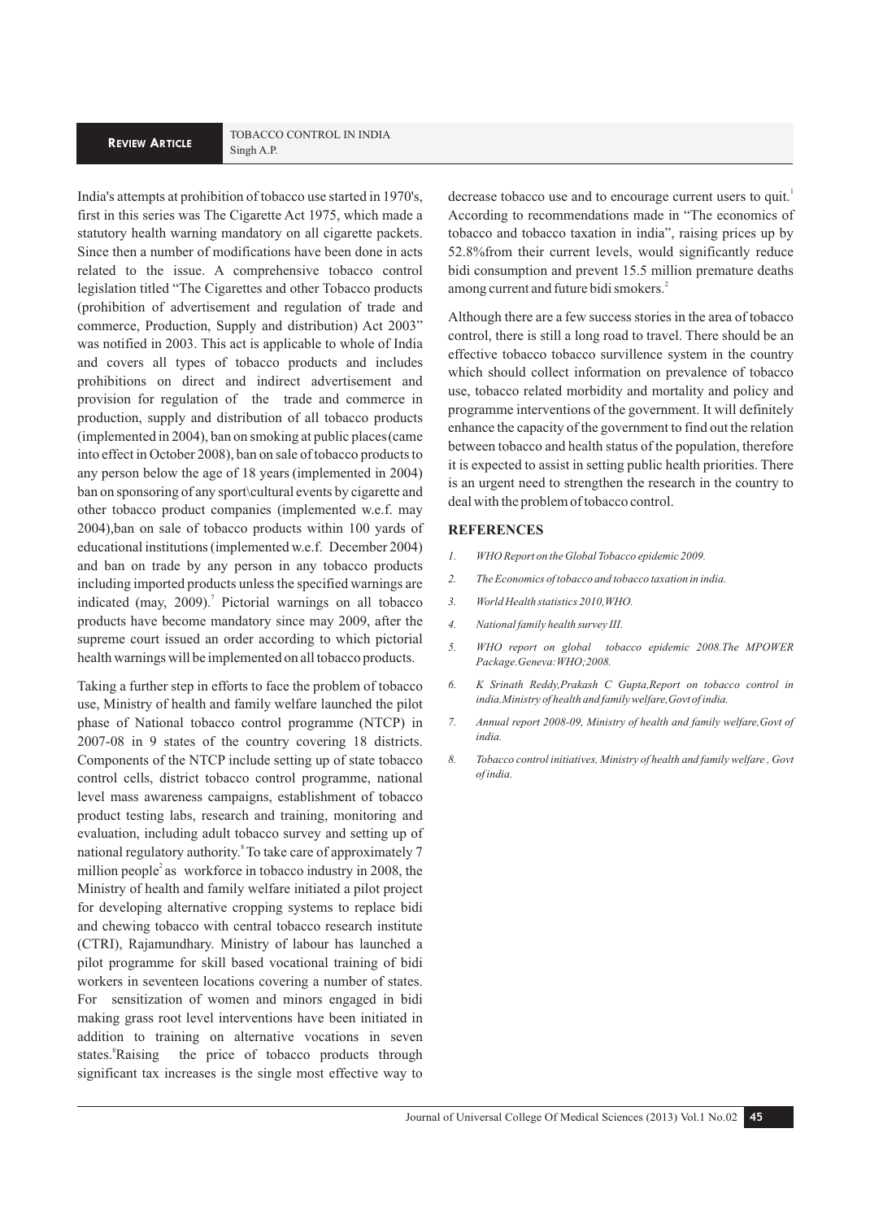India's attempts at prohibition of tobacco use started in 1970's, first in this series was The Cigarette Act 1975, which made a statutory health warning mandatory on all cigarette packets. Since then a number of modifications have been done in acts related to the issue. A comprehensive tobacco control legislation titled "The Cigarettes and other Tobacco products (prohibition of advertisement and regulation of trade and commerce, Production, Supply and distribution) Act 2003" was notified in 2003. This act is applicable to whole of India and covers all types of tobacco products and includes prohibitions on direct and indirect advertisement and provision for regulation of the trade and commerce in production, supply and distribution of all tobacco products (implemented in 2004), ban on smoking at public places(came into effect in October 2008), ban on sale of tobacco products to any person below the age of 18 years (implemented in 2004) ban on sponsoring of any sport\cultural events by cigarette and other tobacco product companies (implemented w.e.f. may 2004),ban on sale of tobacco products within 100 yards of educational institutions (implemented w.e.f. December 2004) and ban on trade by any person in any tobacco products including imported products unless the specified warnings are indicated (may, 2009).[7] Pictorial warnings on all tobacco products have become mandatory since may 2009, after the supreme court issued an order according to which pictorial health warnings will be implemented on all tobacco products.

Taking a further step in efforts to face the problem of tobacco use, Ministry of health and family welfare launched the pilot phase of National tobacco control programme (NTCP) in 2007-08 in 9 states of the country covering 18 districts. Components of the NTCP include setting up of state tobacco control cells, district tobacco control programme, national level mass awareness campaigns, establishment of tobacco product testing labs, research and training, monitoring and evaluation, including adult tobacco survey and setting up of national regulatory authority.[8] To take care of approximately 7 million people[2] as workforce in tobacco industry in 2008, the Ministry of health and family welfare initiated a pilot project for developing alternative cropping systems to replace bidi and chewing tobacco with central tobacco research institute (CTRI), Rajamundhary. Ministry of labour has launched a pilot programme for skill based vocational training of bidi workers in seventeen locations covering a number of states. For sensitization of women and minors engaged in bidi making grass root level interventions have been initiated in addition to training on alternative vocations in seven states.[8] Raising the price of tobacco products through significant tax increases is the single most effective way to decrease tobacco use and to encourage current users to quit.[1] According to recommendations made in "The economics of tobacco and tobacco taxation in india", raising prices up by 52.8%from their current levels, would significantly reduce bidi consumption and prevent 15.5 million premature deaths among current and future bidi smokers.[2]

Although there are a few success stories in the area of tobacco control, there is still a long road to travel. There should be an effective tobacco tobacco survillence system in the country which should collect information on prevalence of tobacco use, tobacco related morbidity and mortality and policy and programme interventions of the government. It will definitely enhance the capacity of the government to find out the relation between tobacco and health status of the population, therefore it is expected to assist in setting public health priorities. There is an urgent need to strengthen the research in the country to deal with the problem of tobacco control.

## REFERENCES

1. *WHO Report on the Global Tobacco epidemic 2009.*
2. *The Economics of tobacco and tobacco taxation in india.*
3. *World Health statistics 2010,WHO.*
4. *National family health survey III.*
5. *WHO report on global tobacco epidemic 2008.The MPOWER Package.Geneva:WHO;2008.*
6. *K Srinath Reddy,Prakash C Gupta,Report on tobacco control in india.Ministry of health and family welfare,Govt of india.*
7. *Annual report 2008-09, Ministry of health and family welfare,Govt of india.*
8. *Tobacco control initiatives, Ministry of health and family welfare , Govt of india.*